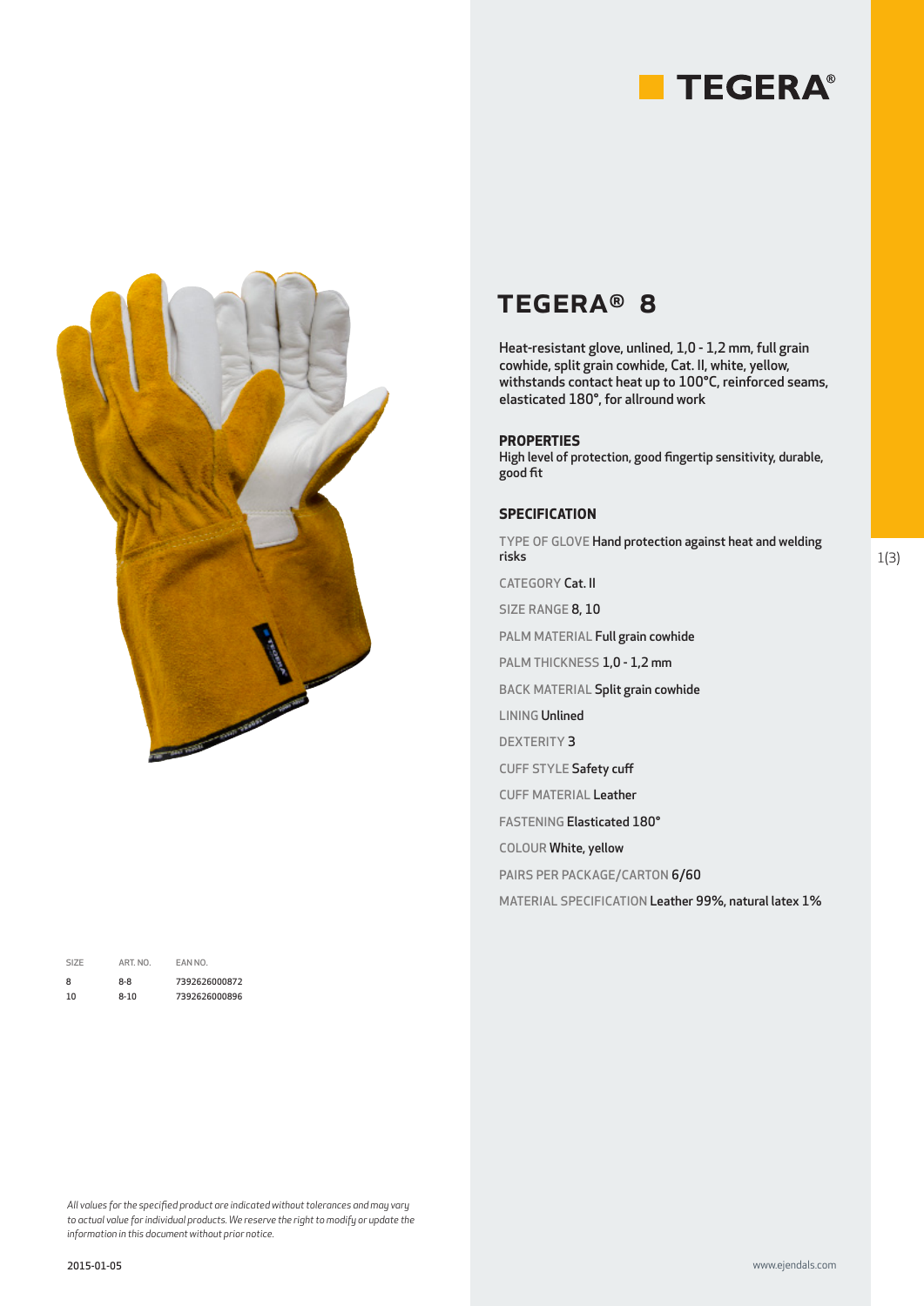# TEGERA® 8

Heat-resistant glove, unlined, 1,0 - 1,2 mm, full grain cowhide, split grain cowhide, Cat. II, white, yellow, withstands contact heat up to 100°C, reinforced seams, elasticated 180°, for allround work

## PROPERTIES

High level of protection, good fingertip sensitivity, durable, good fit

## SPECIFICATION

TYPE OF GLOVE **Hand protection against heat and welding risks**

CATEGORY **Cat. II**

SIZE RANGE **8, 10**

PALM MATERIAL **Full grain cowhide**

PALM THICKNESS **1,0 - 1,2 mm**

BACK MATERIAL **Split grain cowhide**

LINING **Unlined**

DEXTERITY **3**

CUFF STYLE **Safety cuff**

CUFF MATERIAL **Leather**

FASTENING **Elasticated 180°**

COLOUR **White, yellow**

PAIRS PER PACKAGE/CARTON **6/60**

MATERIAL SPECIFICATION **Leather 99%, natural latex 1%**

| SIZE | ART. NO. | EAN NO. |
|---|---|---|
| 8 | 8-8 | 7392626000872 |
| 10 | 8-10 | 7392626000896 |

*All values for the specified product are indicated without tolerances and may vary to actual value for individual products. We reserve the right to modify or update the information in this document without prior notice.*

2015-01-05

www.ejendals.com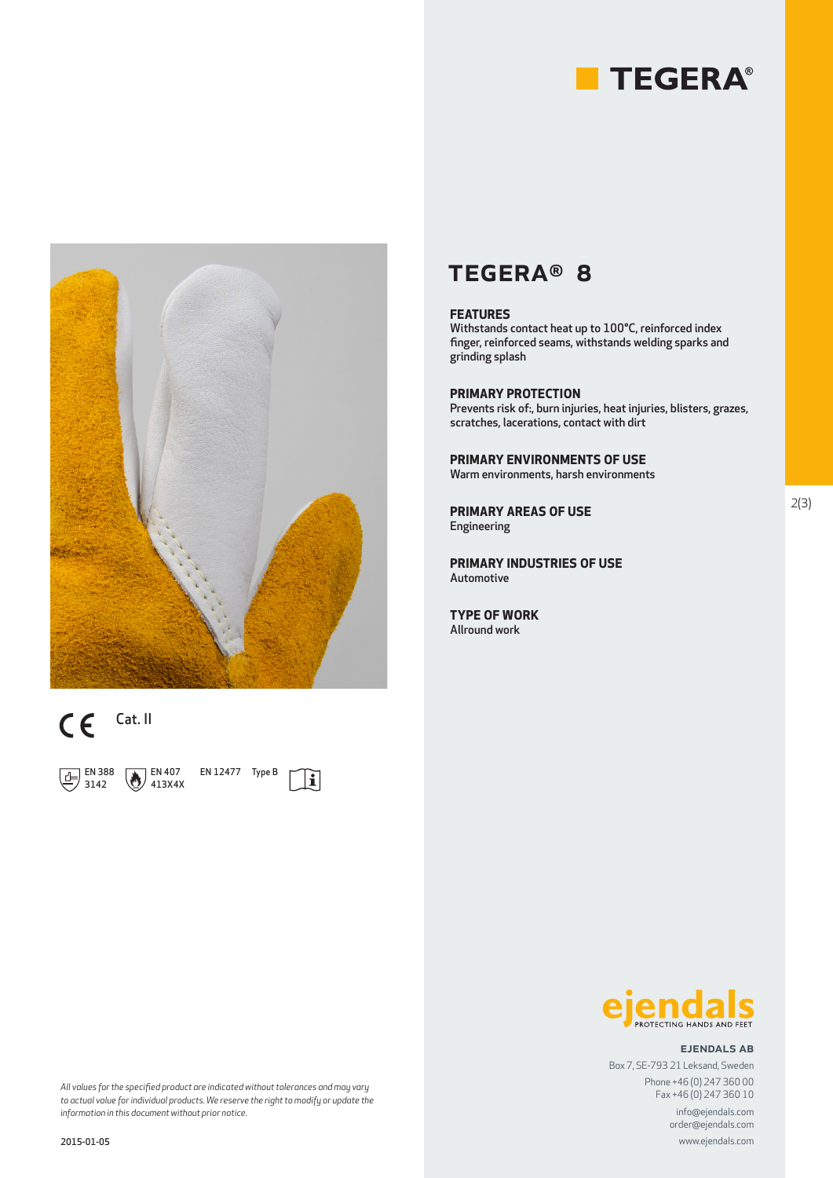TEGERA®

# TEGERA® 8

**FEATURES**
Withstands contact heat up to 100°C, reinforced index finger, reinforced seams, withstands welding sparks and grinding splash

**PRIMARY PROTECTION**
Prevents risk of:, burn injuries, heat injuries, blisters, grazes, scratches, lacerations, contact with dirt

**PRIMARY ENVIRONMENTS OF USE**
Warm environments, harsh environments

**PRIMARY AREAS OF USE**
Engineering

**PRIMARY INDUSTRIES OF USE**
Automotive

**TYPE OF WORK**
Allround work

CE Cat. II

EN 388 3142 | EN 407 413X4X | EN 12477 Type B

*All values for the specified product are indicated without tolerances and may vary to actual value for individual products. We reserve the right to modify or update the information in this document without prior notice.*

2015-01-05

ejendals PROTECTING HANDS AND FEET

**EJENDALS AB**
Box 7, SE-793 21 Leksand, Sweden
Phone +46 (0) 247 360 00
Fax +46 (0) 247 360 10
info@ejendals.com
order@ejendals.com
www.ejendals.com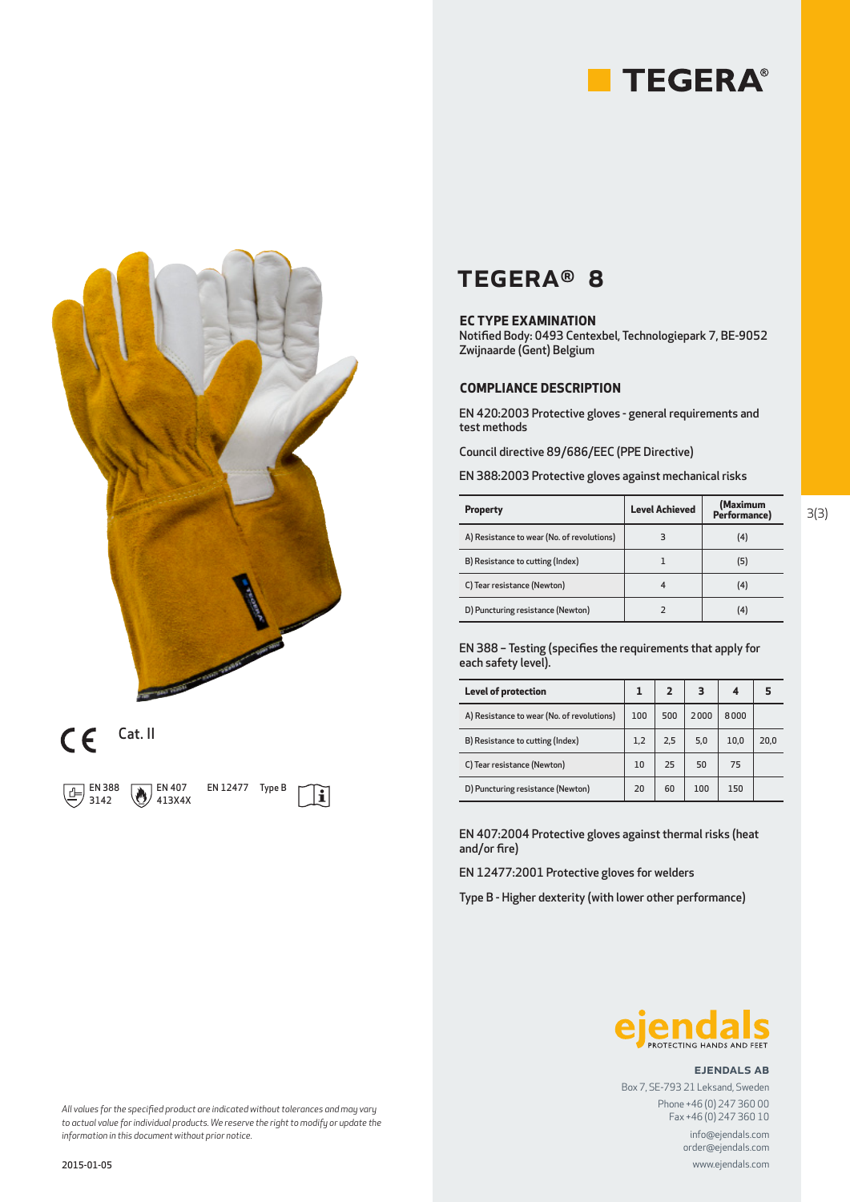TEGERA®

# TEGERA® 8

CE Cat. II

EN 388 3142 | EN 407 413X4X | EN 12477 | Type B

### EC TYPE EXAMINATION

Notified Body: 0493 Centexbel, Technologiepark 7, BE-9052 Zwijnaarde (Gent) Belgium

### COMPLIANCE DESCRIPTION

EN 420:2003 Protective gloves - general requirements and test methods

Council directive 89/686/EEC (PPE Directive)

EN 388:2003 Protective gloves against mechanical risks

| Property | Level Achieved | (Maximum Performance) |
|---|---|---|
| A) Resistance to wear (No. of revolutions) | 3 | (4) |
| B) Resistance to cutting (Index) | 1 | (5) |
| C) Tear resistance (Newton) | 4 | (4) |
| D) Puncturing resistance (Newton) | 2 | (4) |

EN 388 – Testing (specifies the requirements that apply for each safety level).

| Level of protection | 1 | 2 | 3 | 4 | 5 |
|---|---|---|---|---|---|
| A) Resistance to wear (No. of revolutions) | 100 | 500 | 2000 | 8000 | |
| B) Resistance to cutting (Index) | 1,2 | 2,5 | 5,0 | 10,0 | 20,0 |
| C) Tear resistance (Newton) | 10 | 25 | 50 | 75 | |
| D) Puncturing resistance (Newton) | 20 | 60 | 100 | 150 | |

EN 407:2004 Protective gloves against thermal risks (heat and/or fire)

EN 12477:2001 Protective gloves for welders

Type B - Higher dexterity (with lower other performance)

ejendals PROTECTING HANDS AND FEET

**EJENDALS AB**
Box 7, SE-793 21 Leksand, Sweden
Phone +46 (0) 247 360 00
Fax +46 (0) 247 360 10
info@ejendals.com
order@ejendals.com
www.ejendals.com

*All values for the specified product are indicated without tolerances and may vary to actual value for individual products. We reserve the right to modify or update the information in this document without prior notice.*

2015-01-05